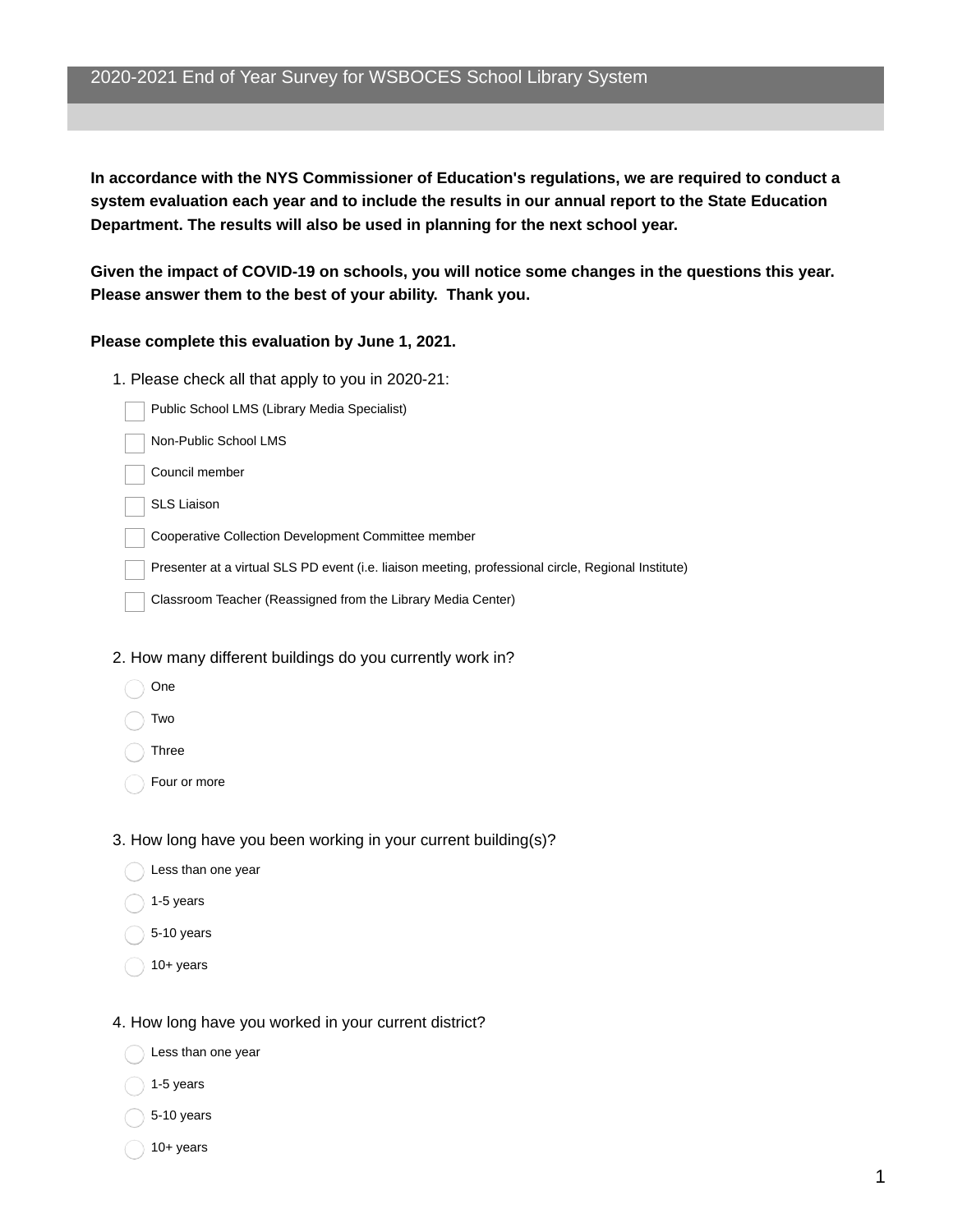# 2020-2021 End of Year Survey for WSBOCES School Library System

**In accordance with the NYS Commissioner of Education's regulations, we are required to conduct a system evaluation each year and to include the results in our annual report to the State Education Department. The results will also be used in planning for the next school year.**

**Given the impact of COVID-19 on schools, you will notice some changes in the questions this year. Please answer them to the best of your ability. Thank you.**

**Please complete this evaluation by June 1, 2021.**

1. Please check all that apply to you in 2020-21:

- [ ] Public School LMS (Library Media Specialist)
- [ ] Non-Public School LMS
- [ ] Council member
- [ ] SLS Liaison
- [ ] Cooperative Collection Development Committee member
- [ ] Presenter at a virtual SLS PD event (i.e. liaison meeting, professional circle, Regional Institute)
- [ ] Classroom Teacher (Reassigned from the Library Media Center)

2. How many different buildings do you currently work in?

- ◯ One
- ◯ Two
- ◯ Three
- ◯ Four or more

3. How long have you been working in your current building(s)?

- ◯ Less than one year
- ◯ 1-5 years
- ◯ 5-10 years
- ◯ 10+ years

4. How long have you worked in your current district?

- ◯ Less than one year
- ◯ 1-5 years
- ◯ 5-10 years
- ◯ 10+ years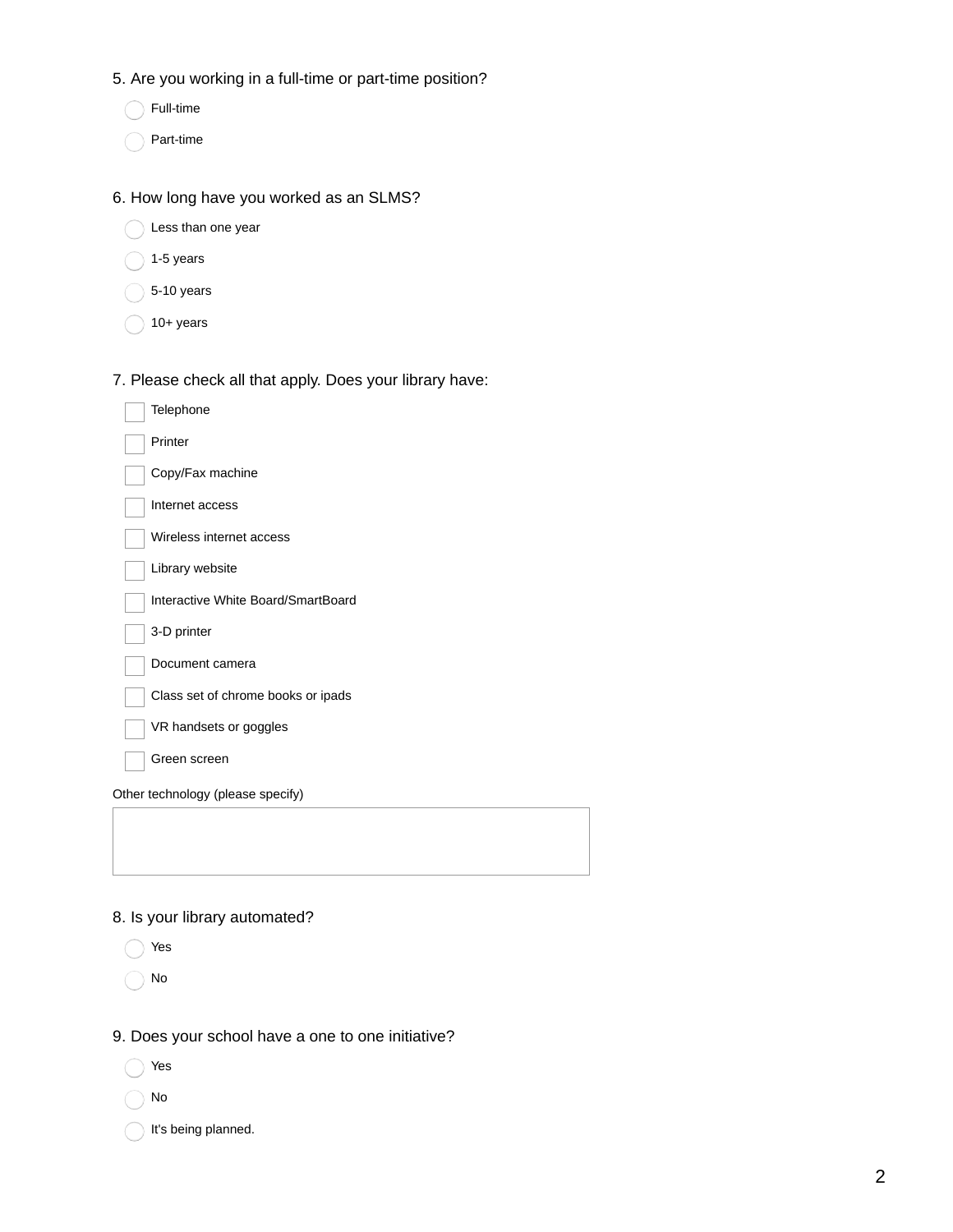5. Are you working in a full-time or part-time position?

- ◯ Full-time
- ◯ Part-time

6. How long have you worked as an SLMS?

- ◯ Less than one year
- ◯ 1-5 years
- ◯ 5-10 years
- ◯ 10+ years

7. Please check all that apply. Does your library have:

- [ ] Telephone
- [ ] Printer
- [ ] Copy/Fax machine
- [ ] Internet access
- [ ] Wireless internet access
- [ ] Library website
- [ ] Interactive White Board/SmartBoard
- [ ] 3-D printer
- [ ] Document camera
- [ ] Class set of chrome books or ipads
- [ ] VR handsets or goggles
- [ ] Green screen

Other technology (please specify)

_______________________________________________

8. Is your library automated?

- ◯ Yes
- ◯ No

9. Does your school have a one to one initiative?

- ◯ Yes
- ◯ No
- ◯ It's being planned.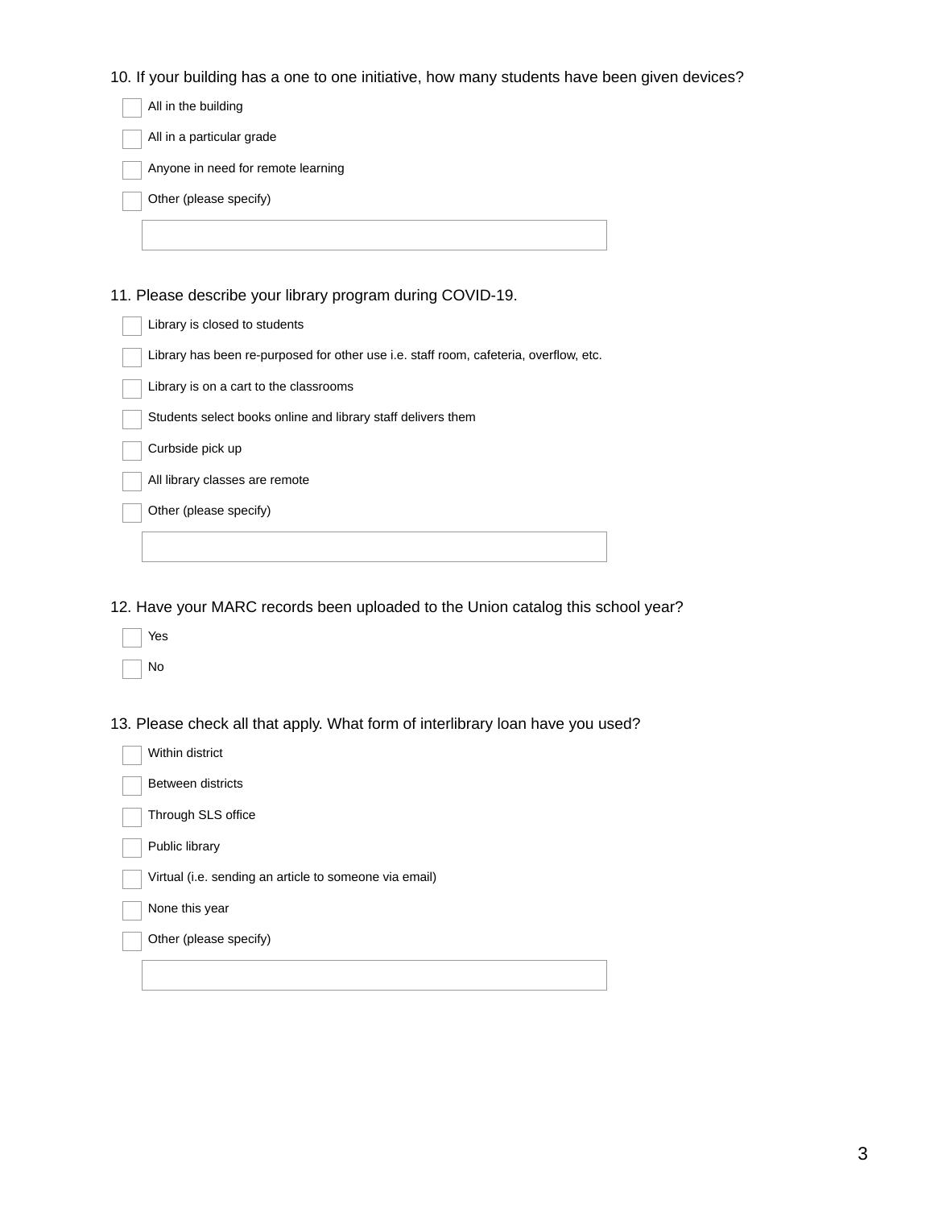10. If your building has a one to one initiative, how many students have been given devices?

- [ ] All in the building
- [ ] All in a particular grade
- [ ] Anyone in need for remote learning
- [ ] Other (please specify)

11. Please describe your library program during COVID-19.

- [ ] Library is closed to students
- [ ] Library has been re-purposed for other use i.e. staff room, cafeteria, overflow, etc.
- [ ] Library is on a cart to the classrooms
- [ ] Students select books online and library staff delivers them
- [ ] Curbside pick up
- [ ] All library classes are remote
- [ ] Other (please specify)

12. Have your MARC records been uploaded to the Union catalog this school year?

- [ ] Yes
- [ ] No

13. Please check all that apply. What form of interlibrary loan have you used?

- [ ] Within district
- [ ] Between districts
- [ ] Through SLS office
- [ ] Public library
- [ ] Virtual (i.e. sending an article to someone via email)
- [ ] None this year
- [ ] Other (please specify)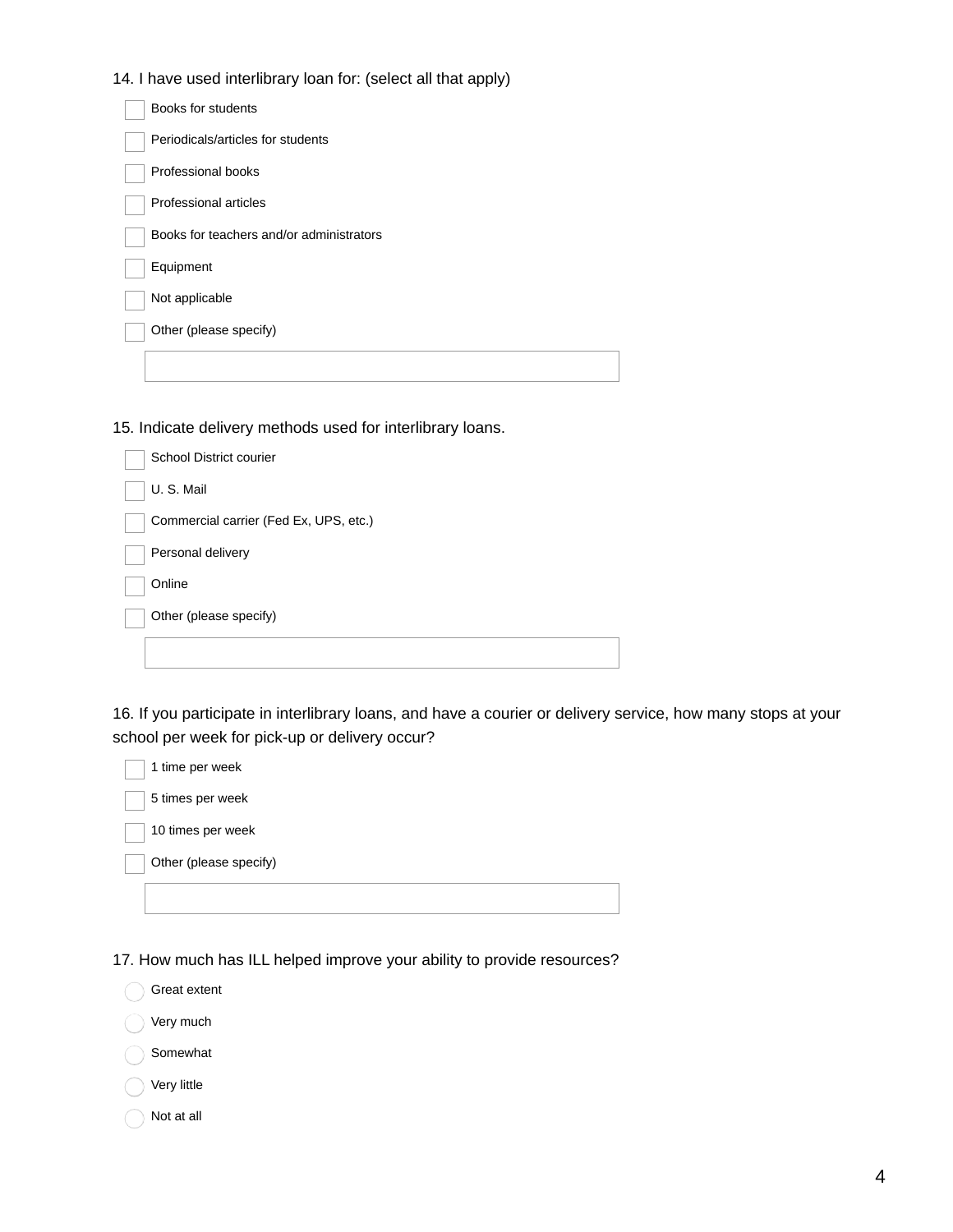14. I have used interlibrary loan for: (select all that apply)

- [ ] Books for students
- [ ] Periodicals/articles for students
- [ ] Professional books
- [ ] Professional articles
- [ ] Books for teachers and/or administrators
- [ ] Equipment
- [ ] Not applicable
- [ ] Other (please specify)

15. Indicate delivery methods used for interlibrary loans.

- [ ] School District courier
- [ ] U. S. Mail
- [ ] Commercial carrier (Fed Ex, UPS, etc.)
- [ ] Personal delivery
- [ ] Online
- [ ] Other (please specify)

16. If you participate in interlibrary loans, and have a courier or delivery service, how many stops at your school per week for pick-up or delivery occur?

- [ ] 1 time per week
- [ ] 5 times per week
- [ ] 10 times per week
- [ ] Other (please specify)

17. How much has ILL helped improve your ability to provide resources?

- ○ Great extent
- ○ Very much
- ○ Somewhat
- ○ Very little
- ○ Not at all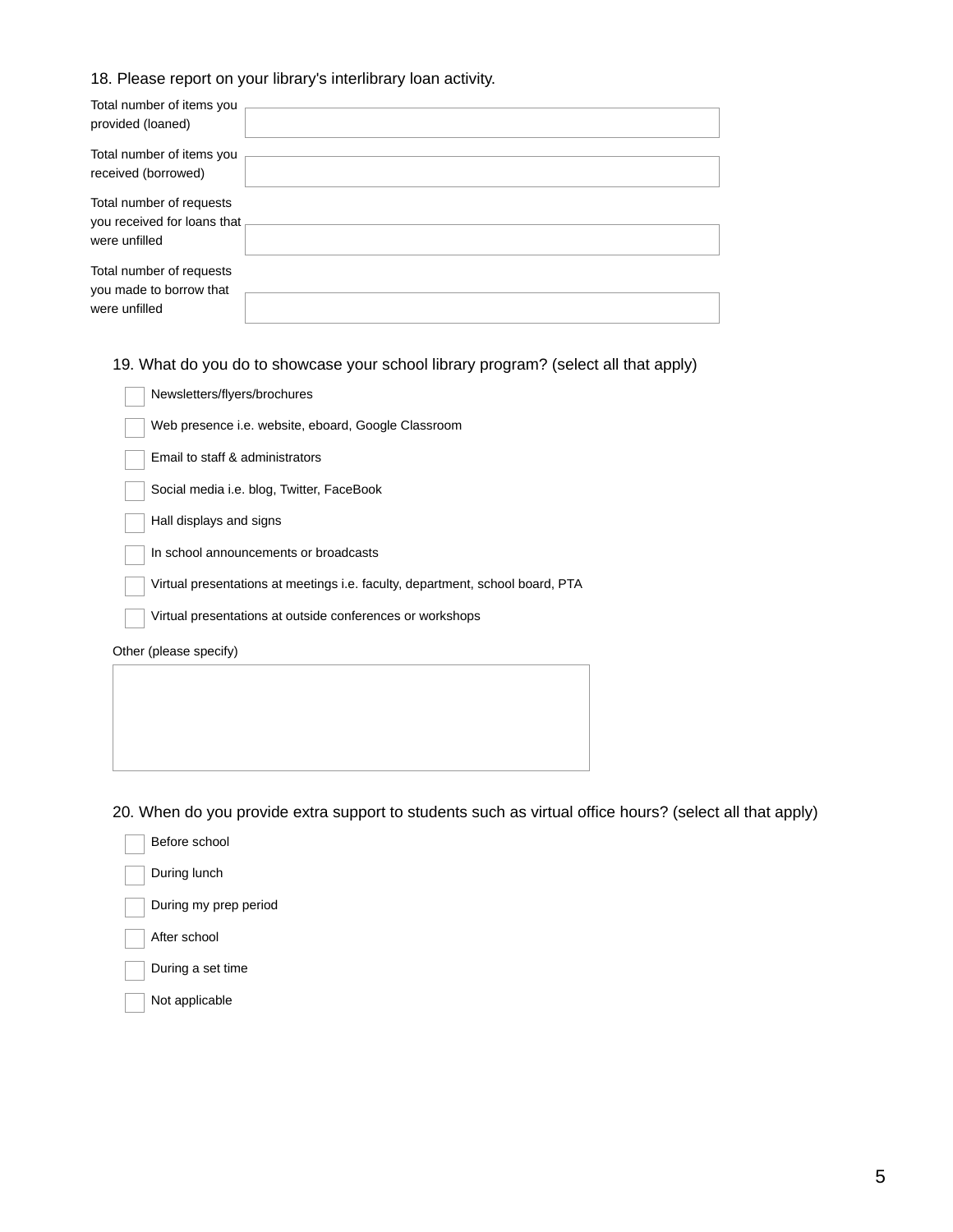18. Please report on your library's interlibrary loan activity.

| | |
|---|---|
| Total number of items you provided (loaned) | |
| Total number of items you received (borrowed) | |
| Total number of requests you received for loans that were unfilled | |
| Total number of requests you made to borrow that were unfilled | |

19. What do you do to showcase your school library program? (select all that apply)

- [ ] Newsletters/flyers/brochures
- [ ] Web presence i.e. website, eboard, Google Classroom
- [ ] Email to staff & administrators
- [ ] Social media i.e. blog, Twitter, FaceBook
- [ ] Hall displays and signs
- [ ] In school announcements or broadcasts
- [ ] Virtual presentations at meetings i.e. faculty, department, school board, PTA
- [ ] Virtual presentations at outside conferences or workshops

Other (please specify)

20. When do you provide extra support to students such as virtual office hours? (select all that apply)

- [ ] Before school
- [ ] During lunch
- [ ] During my prep period
- [ ] After school
- [ ] During a set time
- [ ] Not applicable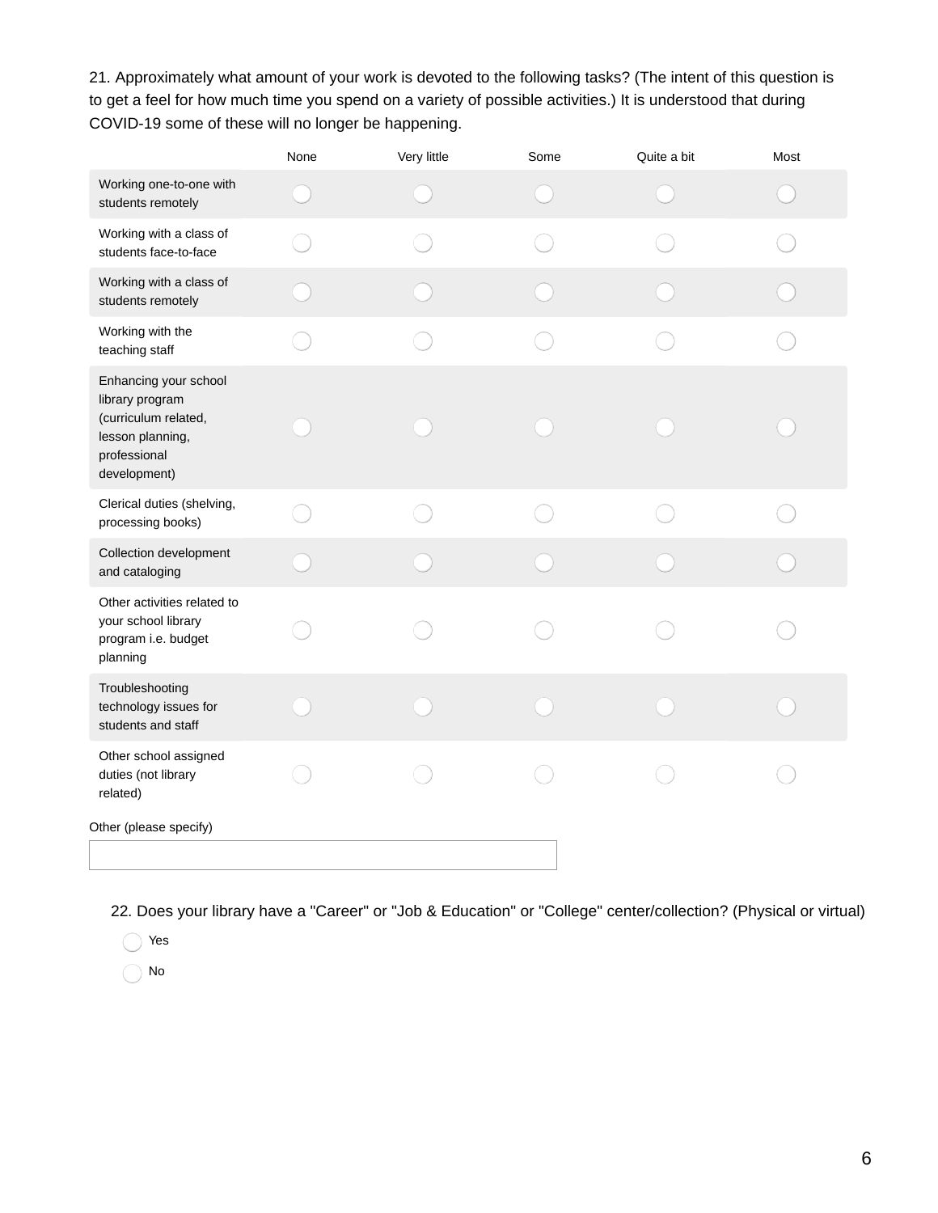21. Approximately what amount of your work is devoted to the following tasks? (The intent of this question is to get a feel for how much time you spend on a variety of possible activities.) It is understood that during COVID-19 some of these will no longer be happening.

| | None | Very little | Some | Quite a bit | Most |
|---|---|---|---|---|---|
| Working one-to-one with students remotely | ○ | ○ | ○ | ○ | ○ |
| Working with a class of students face-to-face | ○ | ○ | ○ | ○ | ○ |
| Working with a class of students remotely | ○ | ○ | ○ | ○ | ○ |
| Working with the teaching staff | ○ | ○ | ○ | ○ | ○ |
| Enhancing your school library program (curriculum related, lesson planning, professional development) | ○ | ○ | ○ | ○ | ○ |
| Clerical duties (shelving, processing books) | ○ | ○ | ○ | ○ | ○ |
| Collection development and cataloging | ○ | ○ | ○ | ○ | ○ |
| Other activities related to your school library program i.e. budget planning | ○ | ○ | ○ | ○ | ○ |
| Troubleshooting technology issues for students and staff | ○ | ○ | ○ | ○ | ○ |
| Other school assigned duties (not library related) | ○ | ○ | ○ | ○ | ○ |

Other (please specify)

[ ]

22. Does your library have a "Career" or "Job & Education" or "College" center/collection? (Physical or virtual)

○ Yes

○ No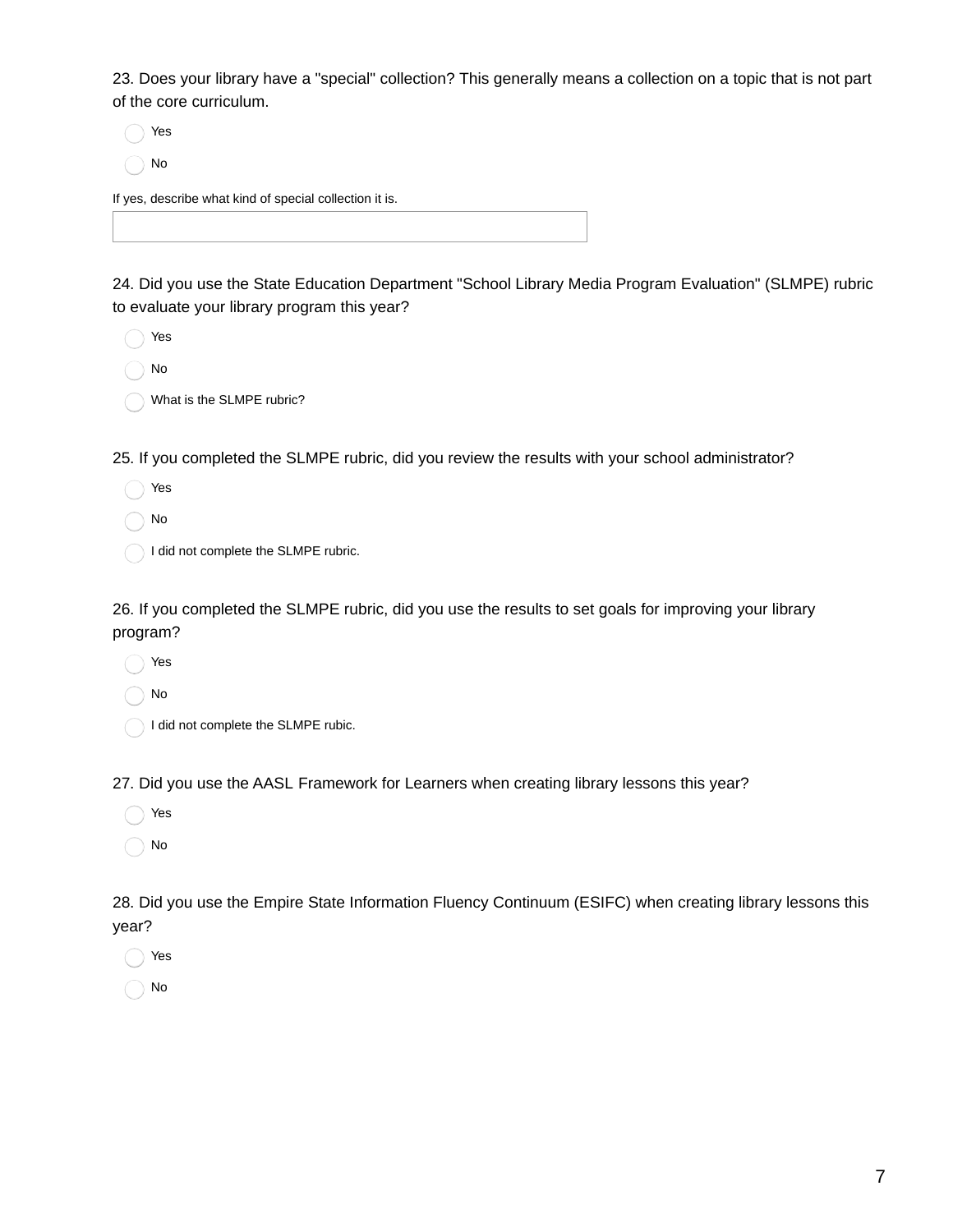23. Does your library have a "special" collection? This generally means a collection on a topic that is not part of the core curriculum.

- Yes
- No

If yes, describe what kind of special collection it is.

\_\_\_\_\_\_\_\_\_\_\_\_\_\_\_\_\_\_\_\_\_\_\_\_\_\_\_\_\_\_\_\_\_\_\_\_\_\_\_\_

24. Did you use the State Education Department "School Library Media Program Evaluation" (SLMPE) rubric to evaluate your library program this year?

- Yes
- No
- What is the SLMPE rubric?

25. If you completed the SLMPE rubric, did you review the results with your school administrator?

- Yes
- No
- I did not complete the SLMPE rubric.

26. If you completed the SLMPE rubric, did you use the results to set goals for improving your library program?

- Yes
- No
- I did not complete the SLMPE rubic.

27. Did you use the AASL Framework for Learners when creating library lessons this year?

- Yes
- No

28. Did you use the Empire State Information Fluency Continuum (ESIFC) when creating library lessons this year?

- Yes
- No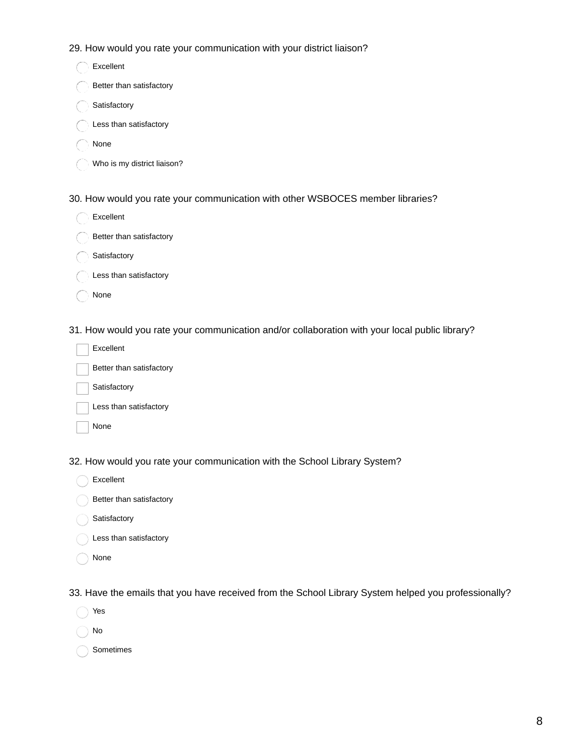29. How would you rate your communication with your district liaison?

- ◯ Excellent
- ◯ Better than satisfactory
- ◯ Satisfactory
- ◯ Less than satisfactory
- ◯ None
- ◯ Who is my district liaison?

30. How would you rate your communication with other WSBOCES member libraries?

- ◯ Excellent
- ◯ Better than satisfactory
- ◯ Satisfactory
- ◯ Less than satisfactory
- ◯ None

31. How would you rate your communication and/or collaboration with your local public library?

- [ ] Excellent
- [ ] Better than satisfactory
- [ ] Satisfactory
- [ ] Less than satisfactory
- [ ] None

32. How would you rate your communication with the School Library System?

- ◯ Excellent
- ◯ Better than satisfactory
- ◯ Satisfactory
- ◯ Less than satisfactory
- ◯ None

33. Have the emails that you have received from the School Library System helped you professionally?

- ◯ Yes
- ◯ No
- ◯ Sometimes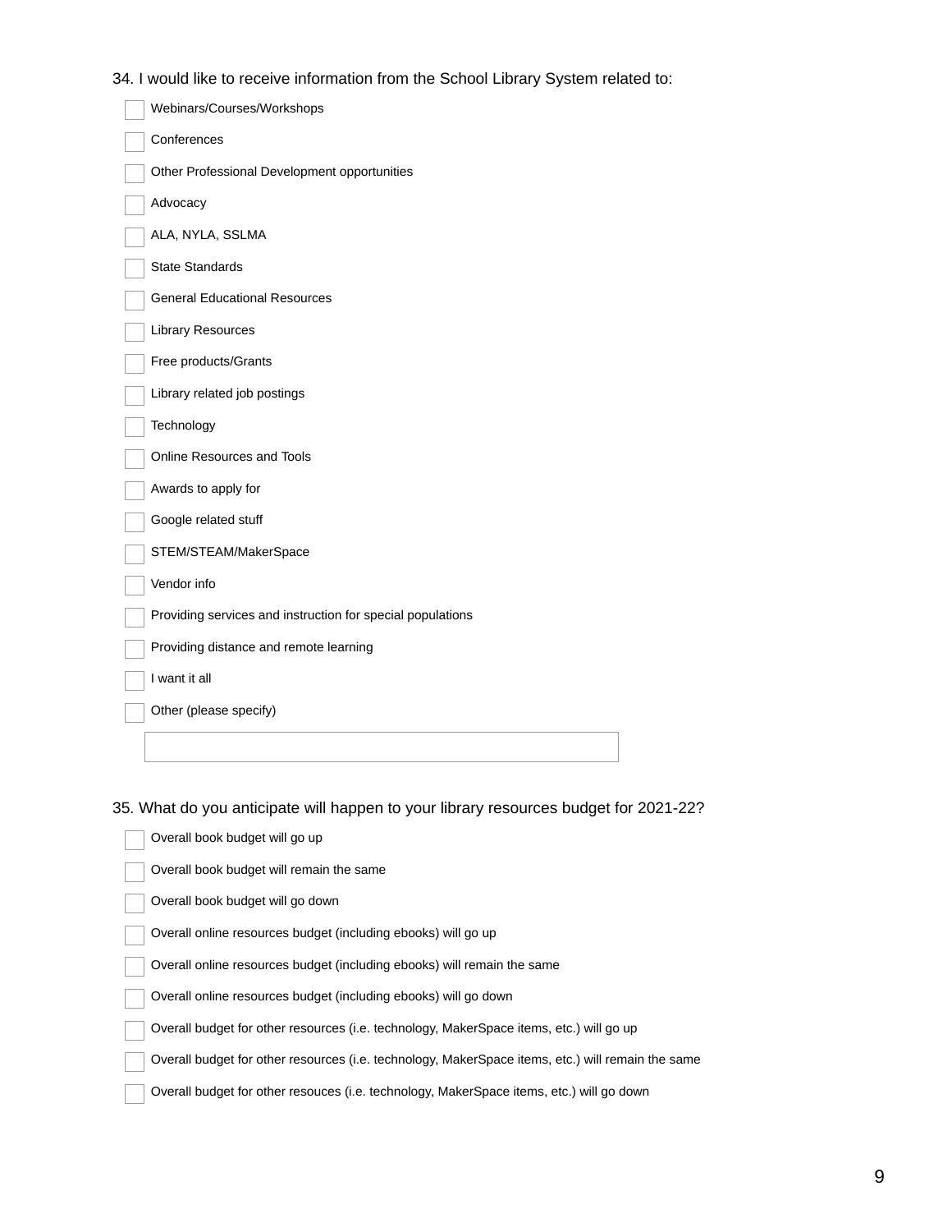34. I would like to receive information from the School Library System related to:

- [ ] Webinars/Courses/Workshops
- [ ] Conferences
- [ ] Other Professional Development opportunities
- [ ] Advocacy
- [ ] ALA, NYLA, SSLMA
- [ ] State Standards
- [ ] General Educational Resources
- [ ] Library Resources
- [ ] Free products/Grants
- [ ] Library related job postings
- [ ] Technology
- [ ] Online Resources and Tools
- [ ] Awards to apply for
- [ ] Google related stuff
- [ ] STEM/STEAM/MakerSpace
- [ ] Vendor info
- [ ] Providing services and instruction for special populations
- [ ] Providing distance and remote learning
- [ ] I want it all
- [ ] Other (please specify)

35. What do you anticipate will happen to your library resources budget for 2021-22?

- [ ] Overall book budget will go up
- [ ] Overall book budget will remain the same
- [ ] Overall book budget will go down
- [ ] Overall online resources budget (including ebooks) will go up
- [ ] Overall online resources budget (including ebooks) will remain the same
- [ ] Overall online resources budget (including ebooks) will go down
- [ ] Overall budget for other resources (i.e. technology, MakerSpace items, etc.) will go up
- [ ] Overall budget for other resources (i.e. technology, MakerSpace items, etc.) will remain the same
- [ ] Overall budget for other resouces (i.e. technology, MakerSpace items, etc.) will go down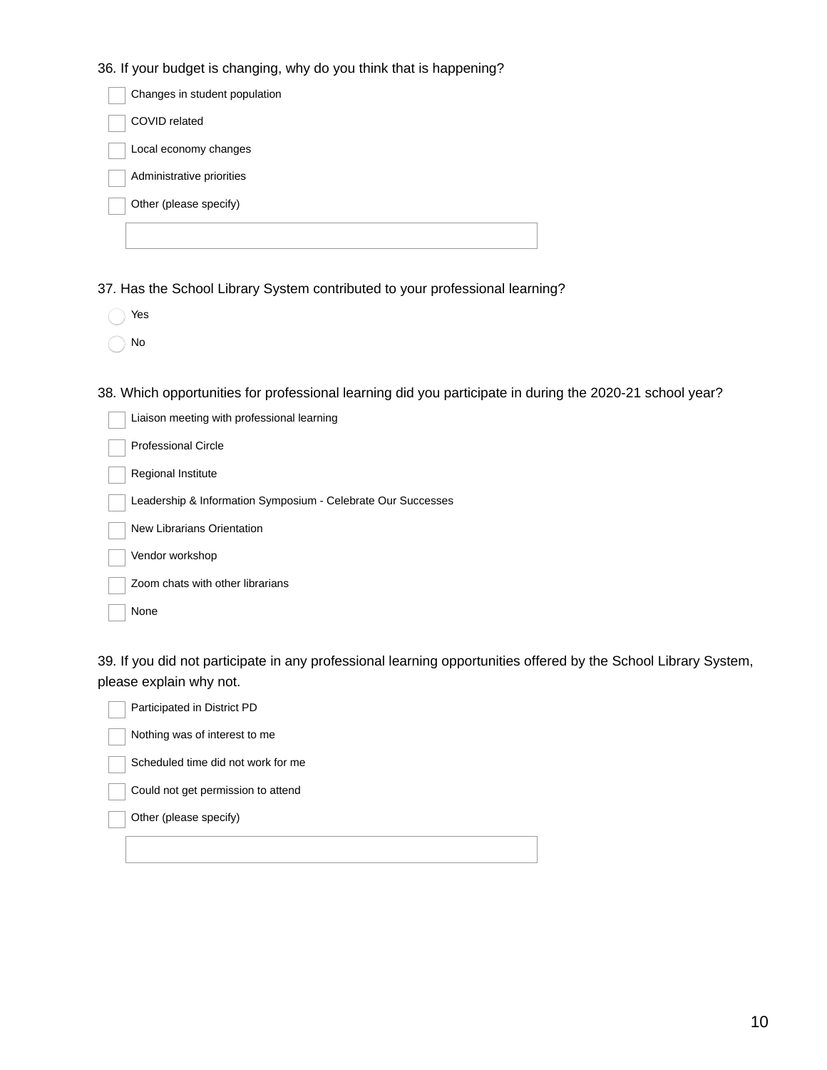36. If your budget is changing, why do you think that is happening?

- [ ] Changes in student population
- [ ] COVID related
- [ ] Local economy changes
- [ ] Administrative priorities
- [ ] Other (please specify)

37. Has the School Library System contributed to your professional learning?

- ( ) Yes
- ( ) No

38. Which opportunities for professional learning did you participate in during the 2020-21 school year?

- [ ] Liaison meeting with professional learning
- [ ] Professional Circle
- [ ] Regional Institute
- [ ] Leadership & Information Symposium - Celebrate Our Successes
- [ ] New Librarians Orientation
- [ ] Vendor workshop
- [ ] Zoom chats with other librarians
- [ ] None

39. If you did not participate in any professional learning opportunities offered by the School Library System, please explain why not.

- [ ] Participated in District PD
- [ ] Nothing was of interest to me
- [ ] Scheduled time did not work for me
- [ ] Could not get permission to attend
- [ ] Other (please specify)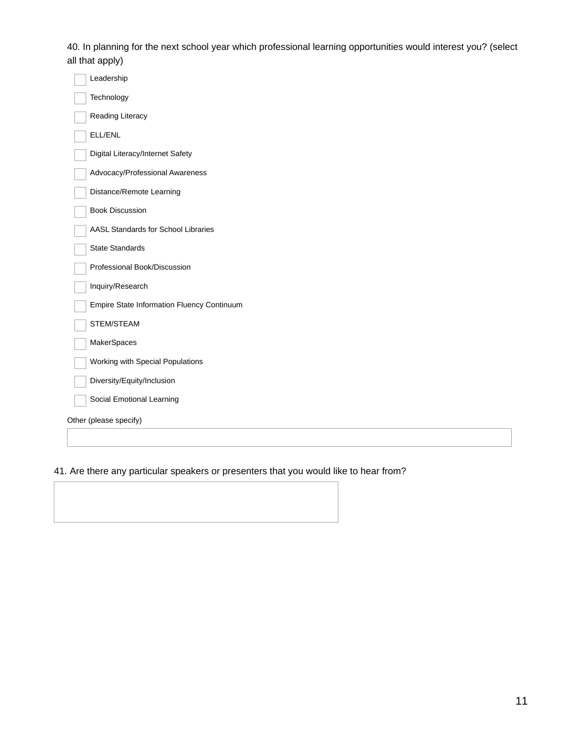40. In planning for the next school year which professional learning opportunities would interest you? (select all that apply)

- [ ] Leadership
- [ ] Technology
- [ ] Reading Literacy
- [ ] ELL/ENL
- [ ] Digital Literacy/Internet Safety
- [ ] Advocacy/Professional Awareness
- [ ] Distance/Remote Learning
- [ ] Book Discussion
- [ ] AASL Standards for School Libraries
- [ ] State Standards
- [ ] Professional Book/Discussion
- [ ] Inquiry/Research
- [ ] Empire State Information Fluency Continuum
- [ ] STEM/STEAM
- [ ] MakerSpaces
- [ ] Working with Special Populations
- [ ] Diversity/Equity/Inclusion
- [ ] Social Emotional Learning

Other (please specify)

\_\_\_\_\_\_\_\_\_\_\_\_\_\_\_\_\_\_\_\_\_\_\_\_\_\_\_\_\_\_

41. Are there any particular speakers or presenters that you would like to hear from?

\_\_\_\_\_\_\_\_\_\_\_\_\_\_\_\_\_\_\_\_\_\_\_\_\_\_\_\_\_\_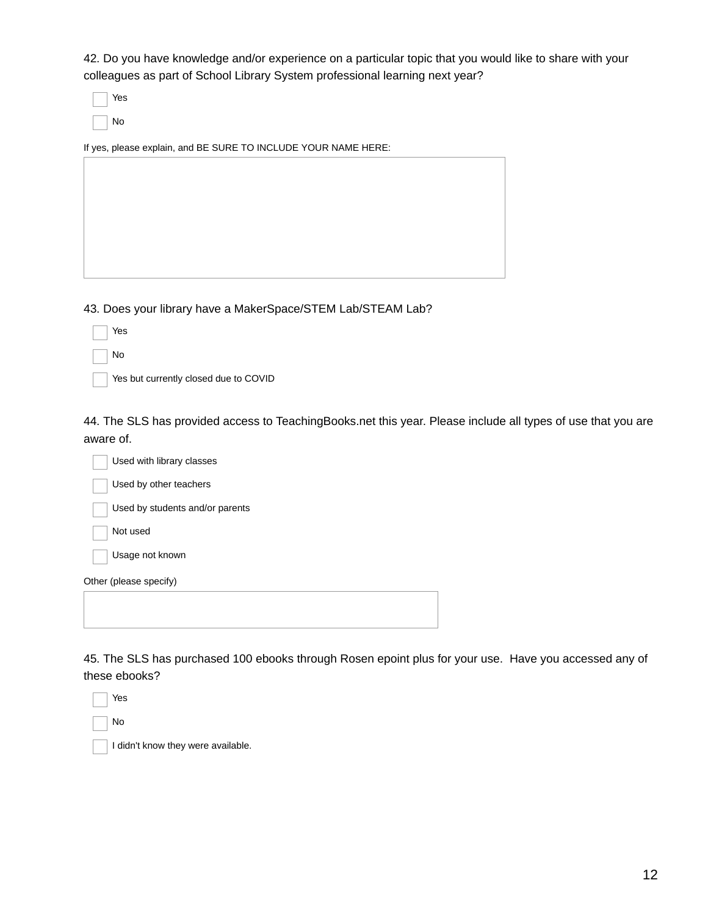42. Do you have knowledge and/or experience on a particular topic that you would like to share with your colleagues as part of School Library System professional learning next year?

- [ ] Yes
- [ ] No

If yes, please explain, and BE SURE TO INCLUDE YOUR NAME HERE:

43. Does your library have a MakerSpace/STEM Lab/STEAM Lab?

- [ ] Yes
- [ ] No
- [ ] Yes but currently closed due to COVID

44. The SLS has provided access to TeachingBooks.net this year. Please include all types of use that you are aware of.

- [ ] Used with library classes
- [ ] Used by other teachers
- [ ] Used by students and/or parents
- [ ] Not used
- [ ] Usage not known

Other (please specify)

45. The SLS has purchased 100 ebooks through Rosen epoint plus for your use.  Have you accessed any of these ebooks?

- [ ] Yes
- [ ] No
- [ ] I didn't know they were available.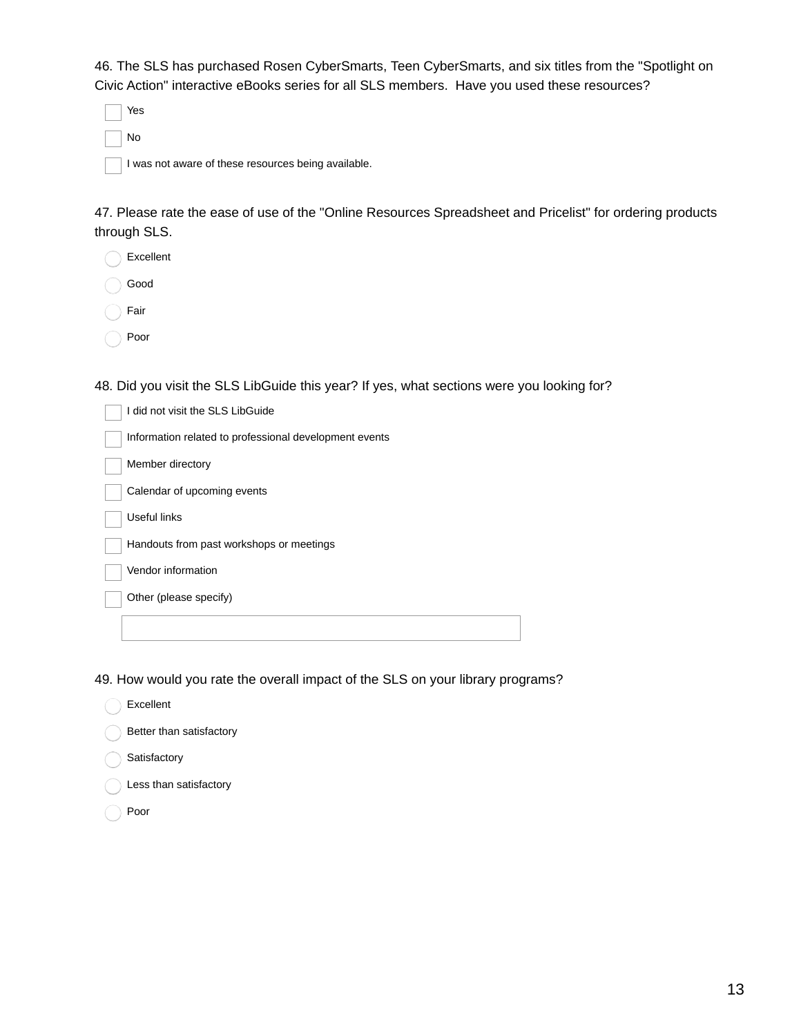46. The SLS has purchased Rosen CyberSmarts, Teen CyberSmarts, and six titles from the "Spotlight on Civic Action" interactive eBooks series for all SLS members. Have you used these resources?

- [ ] Yes
- [ ] No
- [ ] I was not aware of these resources being available.

47. Please rate the ease of use of the "Online Resources Spreadsheet and Pricelist" for ordering products through SLS.

- ○ Excellent
- ○ Good
- ○ Fair
- ○ Poor

48. Did you visit the SLS LibGuide this year? If yes, what sections were you looking for?

- [ ] I did not visit the SLS LibGuide
- [ ] Information related to professional development events
- [ ] Member directory
- [ ] Calendar of upcoming events
- [ ] Useful links
- [ ] Handouts from past workshops or meetings
- [ ] Vendor information
- [ ] Other (please specify)

______________________________

49. How would you rate the overall impact of the SLS on your library programs?

- ○ Excellent
- ○ Better than satisfactory
- ○ Satisfactory
- ○ Less than satisfactory
- ○ Poor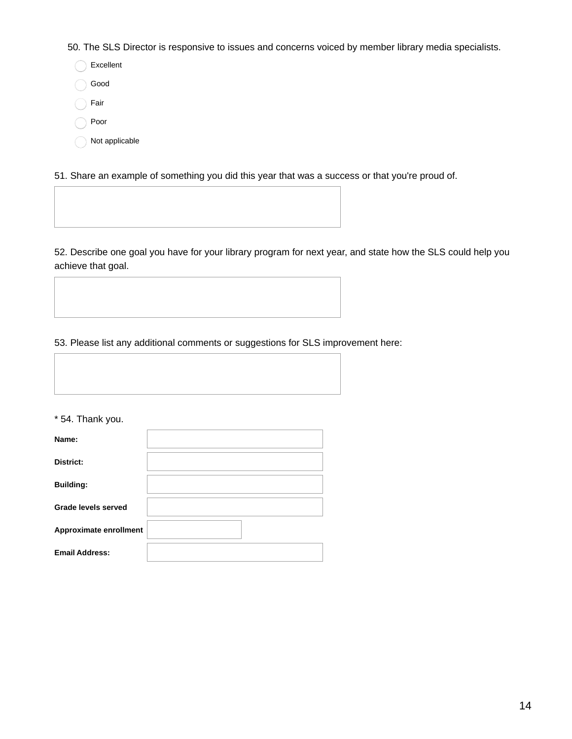50. The SLS Director is responsive to issues and concerns voiced by member library media specialists.

- Excellent
- Good
- Fair
- Poor
- Not applicable

51. Share an example of something you did this year that was a success or that you're proud of.

52. Describe one goal you have for your library program for next year, and state how the SLS could help you achieve that goal.

53. Please list any additional comments or suggestions for SLS improvement here:

* 54. Thank you.

| | |
|---|---|
| **Name:** | |
| **District:** | |
| **Building:** | |
| **Grade levels served** | |
| **Approximate enrollment** | |
| **Email Address:** | |